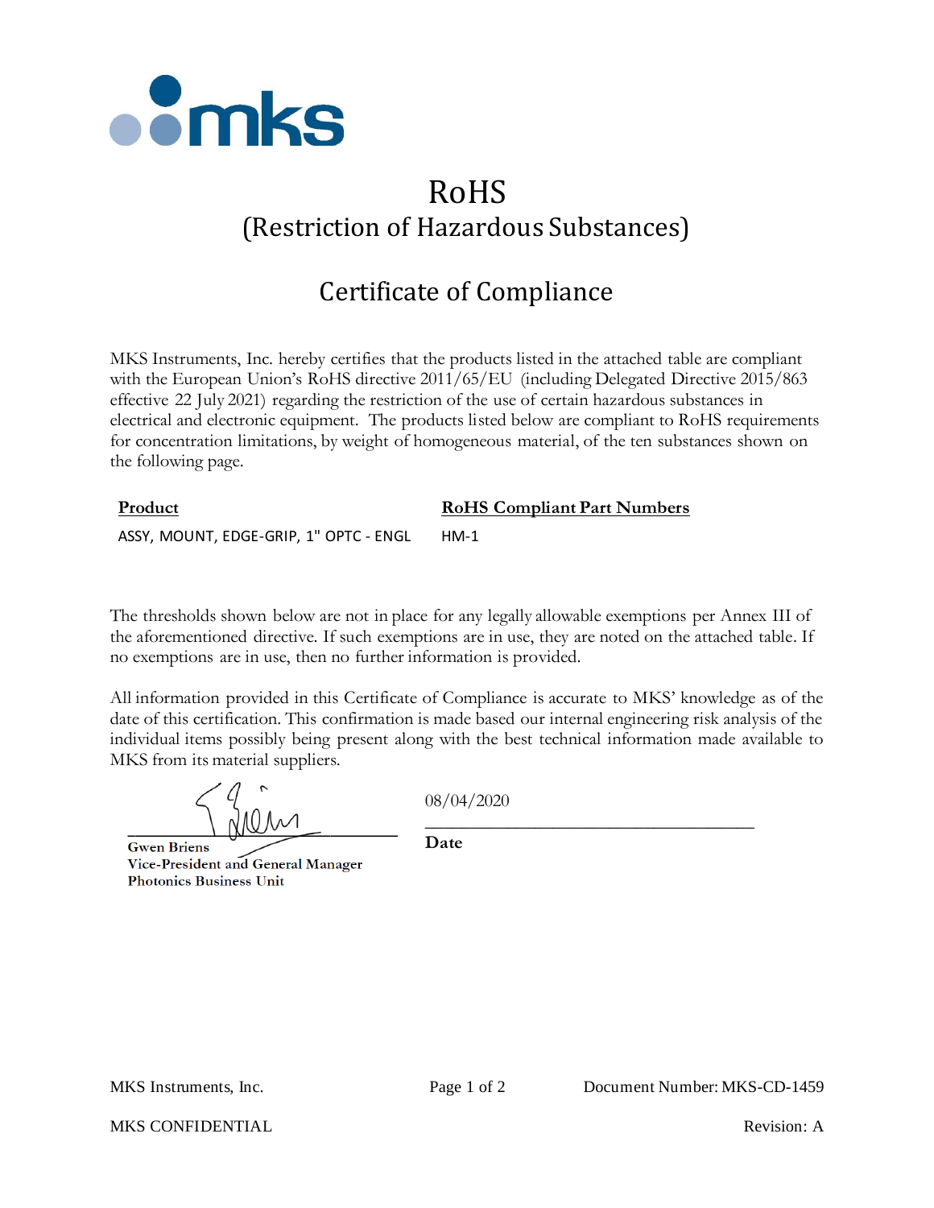# RoHS
## (Restriction of Hazardous Substances)

## Certificate of Compliance

MKS Instruments, Inc. hereby certifies that the products listed in the attached table are compliant with the European Union's RoHS directive 2011/65/EU (including Delegated Directive 2015/863 effective 22 July 2021) regarding the restriction of the use of certain hazardous substances in electrical and electronic equipment. The products listed below are compliant to RoHS requirements for concentration limitations, by weight of homogeneous material, of the ten substances shown on the following page.

| **Product** | **RoHS Compliant Part Numbers** |
|---|---|
| ASSY, MOUNT, EDGE-GRIP, 1" OPTC - ENGL | HM-1 |

The thresholds shown below are not in place for any legally allowable exemptions per Annex III of the aforementioned directive. If such exemptions are in use, they are noted on the attached table. If no exemptions are in use, then no further information is provided.

All information provided in this Certificate of Compliance is accurate to MKS' knowledge as of the date of this certification. This confirmation is made based our internal engineering risk analysis of the individual items possibly being present along with the best technical information made available to MKS from its material suppliers.

**Gwen Briens**
**Vice-President and General Manager**
**Photonics Business Unit**

08/04/2020
**Date**

MKS Instruments, Inc. — Document Number: MKS-CD-1459

MKS CONFIDENTIAL — Revision: A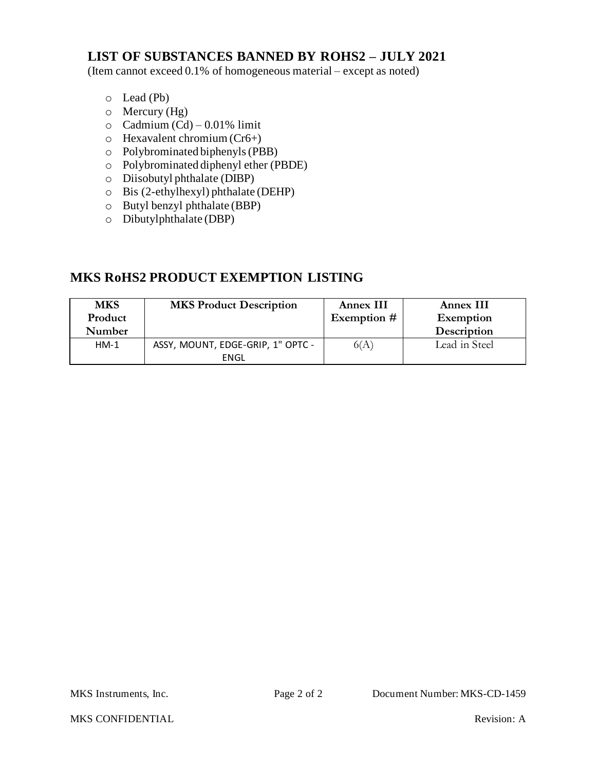## LIST OF SUBSTANCES BANNED BY ROHS2 – JULY 2021

(Item cannot exceed 0.1% of homogeneous material – except as noted)

- Lead (Pb)
- Mercury (Hg)
- Cadmium (Cd) – 0.01% limit
- Hexavalent chromium (Cr6+)
- Polybrominated biphenyls (PBB)
- Polybrominated diphenyl ether (PBDE)
- Diisobutyl phthalate (DIBP)
- Bis (2-ethylhexyl) phthalate (DEHP)
- Butyl benzyl phthalate (BBP)
- Dibutylphthalate (DBP)

## MKS RoHS2 PRODUCT EXEMPTION LISTING

| MKS Product Number | MKS Product Description | Annex III Exemption # | Annex III Exemption Description |
|---|---|---|---|
| HM-1 | ASSY, MOUNT, EDGE-GRIP, 1" OPTC - ENGL | 6(A) | Lead in Steel |

MKS Instruments, Inc. Document Number: MKS-CD-1459

MKS CONFIDENTIAL Revision: A